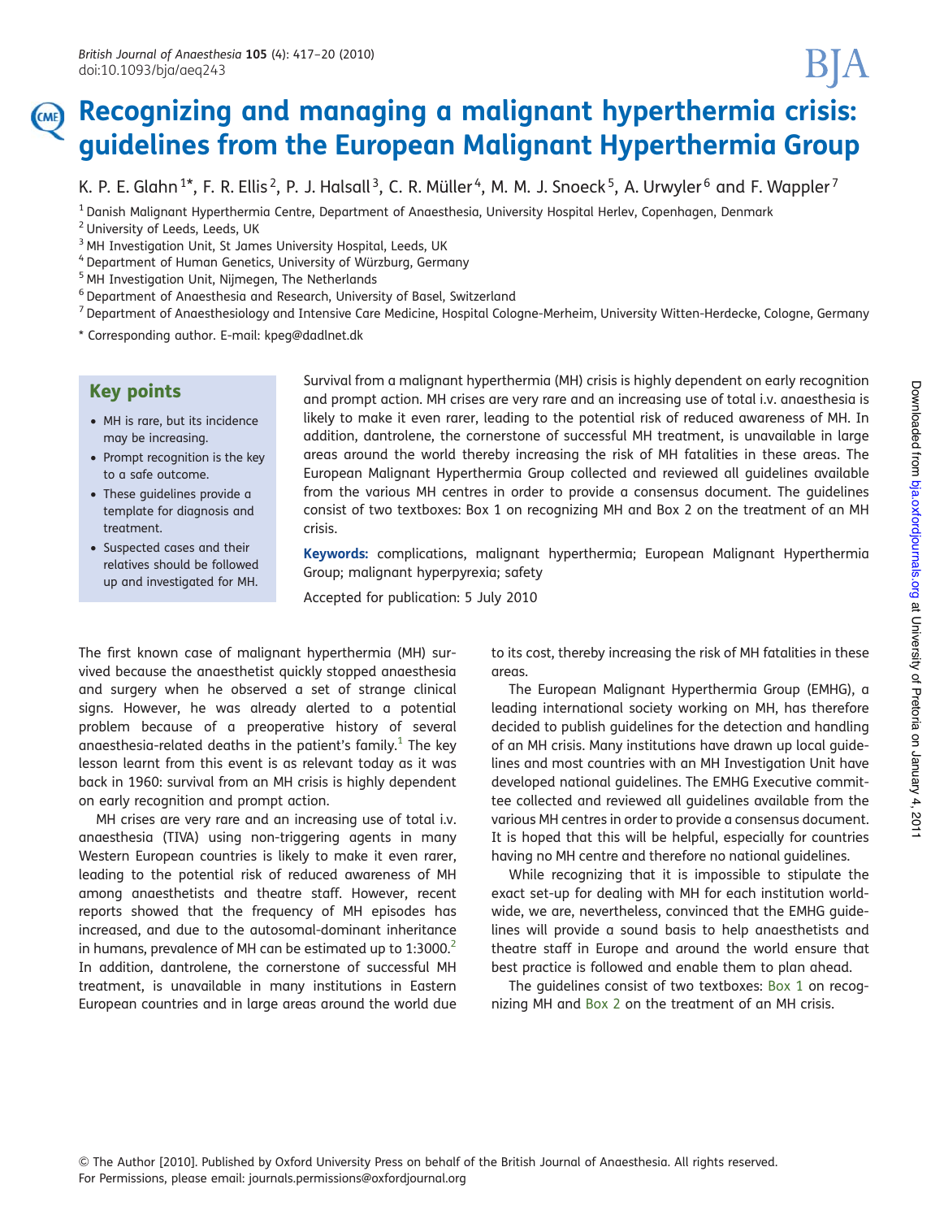# Recognizing and managing a malignant hyperthermia crisis: guidelines from the European Malignant Hyperthermia Group

K. P. E. Glahn[1]*, F. R. Ellis[2], P. J. Halsall[3], C. R. Müller[4], M. M. J. Snoeck[5], A. Urwyler[6] and F. Wappler[7]

[1] Danish Malignant Hyperthermia Centre, Department of Anaesthesia, University Hospital Herlev, Copenhagen, Denmark

[2] University of Leeds, Leeds, UK

[3] MH Investigation Unit, St James University Hospital, Leeds, UK

[4] Department of Human Genetics, University of Würzburg, Germany

[5] MH Investigation Unit, Nijmegen, The Netherlands

[6] Department of Anaesthesia and Research, University of Basel, Switzerland

[7] Department of Anaesthesiology and Intensive Care Medicine, Hospital Cologne-Merheim, University Witten-Herdecke, Cologne, Germany

* Corresponding author. E-mail: kpeg@dadlnet.dk

## Key points

- MH is rare, but its incidence may be increasing.
- Prompt recognition is the key to a safe outcome.
- These guidelines provide a template for diagnosis and treatment.
- Suspected cases and their relatives should be followed up and investigated for MH.

Survival from a malignant hyperthermia (MH) crisis is highly dependent on early recognition and prompt action. MH crises are very rare and an increasing use of total i.v. anaesthesia is likely to make it even rarer, leading to the potential risk of reduced awareness of MH. In addition, dantrolene, the cornerstone of successful MH treatment, is unavailable in large areas around the world thereby increasing the risk of MH fatalities in these areas. The European Malignant Hyperthermia Group collected and reviewed all guidelines available from the various MH centres in order to provide a consensus document. The guidelines consist of two textboxes: Box 1 on recognizing MH and Box 2 on the treatment of an MH crisis.

**Keywords:** complications, malignant hyperthermia; European Malignant Hyperthermia Group; malignant hyperpyrexia; safety

Accepted for publication: 5 July 2010

The first known case of malignant hyperthermia (MH) survived because the anaesthetist quickly stopped anaesthesia and surgery when he observed a set of strange clinical signs. However, he was already alerted to a potential problem because of a preoperative history of several anaesthesia-related deaths in the patient's family.[1] The key lesson learnt from this event is as relevant today as it was back in 1960: survival from an MH crisis is highly dependent on early recognition and prompt action.

MH crises are very rare and an increasing use of total i.v. anaesthesia (TIVA) using non-triggering agents in many Western European countries is likely to make it even rarer, leading to the potential risk of reduced awareness of MH among anaesthetists and theatre staff. However, recent reports showed that the frequency of MH episodes has increased, and due to the autosomal-dominant inheritance in humans, prevalence of MH can be estimated up to 1:3000.[2] In addition, dantrolene, the cornerstone of successful MH treatment, is unavailable in many institutions in Eastern European countries and in large areas around the world due to its cost, thereby increasing the risk of MH fatalities in these areas.

The European Malignant Hyperthermia Group (EMHG), a leading international society working on MH, has therefore decided to publish guidelines for the detection and handling of an MH crisis. Many institutions have drawn up local guidelines and most countries with an MH Investigation Unit have developed national guidelines. The EMHG Executive committee collected and reviewed all guidelines available from the various MH centres in order to provide a consensus document. It is hoped that this will be helpful, especially for countries having no MH centre and therefore no national guidelines.

While recognizing that it is impossible to stipulate the exact set-up for dealing with MH for each institution worldwide, we are, nevertheless, convinced that the EMHG guidelines will provide a sound basis to help anaesthetists and theatre staff in Europe and around the world ensure that best practice is followed and enable them to plan ahead.

The guidelines consist of two textboxes: Box 1 on recognizing MH and Box 2 on the treatment of an MH crisis.

© The Author [2010]. Published by Oxford University Press on behalf of the British Journal of Anaesthesia. All rights reserved.
For Permissions, please email: journals.permissions@oxfordjournal.org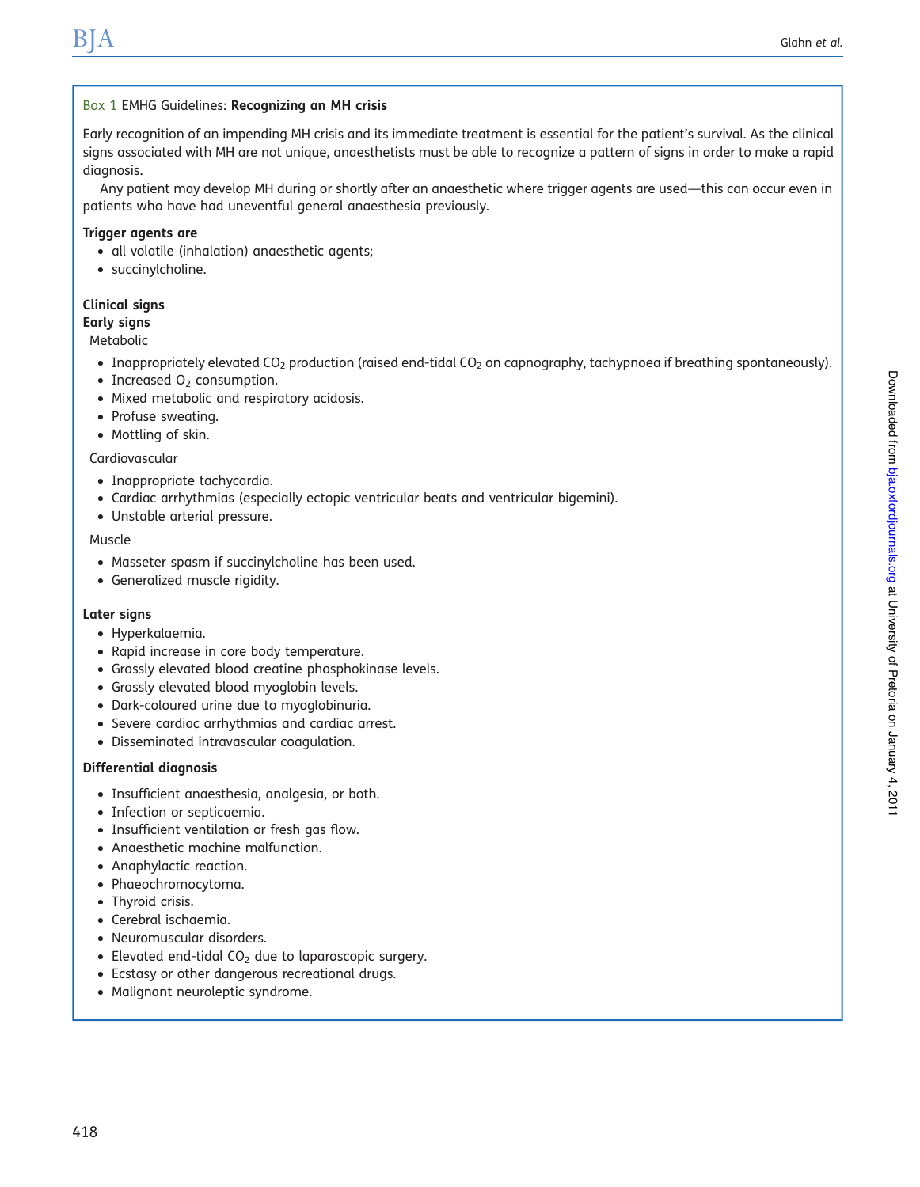## Box 1 EMHG Guidelines: **Recognizing an MH crisis**

Early recognition of an impending MH crisis and its immediate treatment is essential for the patient's survival. As the clinical signs associated with MH are not unique, anaesthetists must be able to recognize a pattern of signs in order to make a rapid diagnosis.

Any patient may develop MH during or shortly after an anaesthetic where trigger agents are used—this can occur even in patients who have had uneventful general anaesthesia previously.

**Trigger agents are**

- all volatile (inhalation) anaesthetic agents;
- succinylcholine.

### Clinical signs

**Early signs**

Metabolic

- Inappropriately elevated $CO_2$ production (raised end-tidal $CO_2$ on capnography, tachypnoea if breathing spontaneously).
- Increased $O_2$ consumption.
- Mixed metabolic and respiratory acidosis.
- Profuse sweating.
- Mottling of skin.

Cardiovascular

- Inappropriate tachycardia.
- Cardiac arrhythmias (especially ectopic ventricular beats and ventricular bigemini).
- Unstable arterial pressure.

Muscle

- Masseter spasm if succinylcholine has been used.
- Generalized muscle rigidity.

**Later signs**

- Hyperkalaemia.
- Rapid increase in core body temperature.
- Grossly elevated blood creatine phosphokinase levels.
- Grossly elevated blood myoglobin levels.
- Dark-coloured urine due to myoglobinuria.
- Severe cardiac arrhythmias and cardiac arrest.
- Disseminated intravascular coagulation.

### Differential diagnosis

- Insufficient anaesthesia, analgesia, or both.
- Infection or septicaemia.
- Insufficient ventilation or fresh gas flow.
- Anaesthetic machine malfunction.
- Anaphylactic reaction.
- Phaeochromocytoma.
- Thyroid crisis.
- Cerebral ischaemia.
- Neuromuscular disorders.
- Elevated end-tidal $CO_2$ due to laparoscopic surgery.
- Ecstasy or other dangerous recreational drugs.
- Malignant neuroleptic syndrome.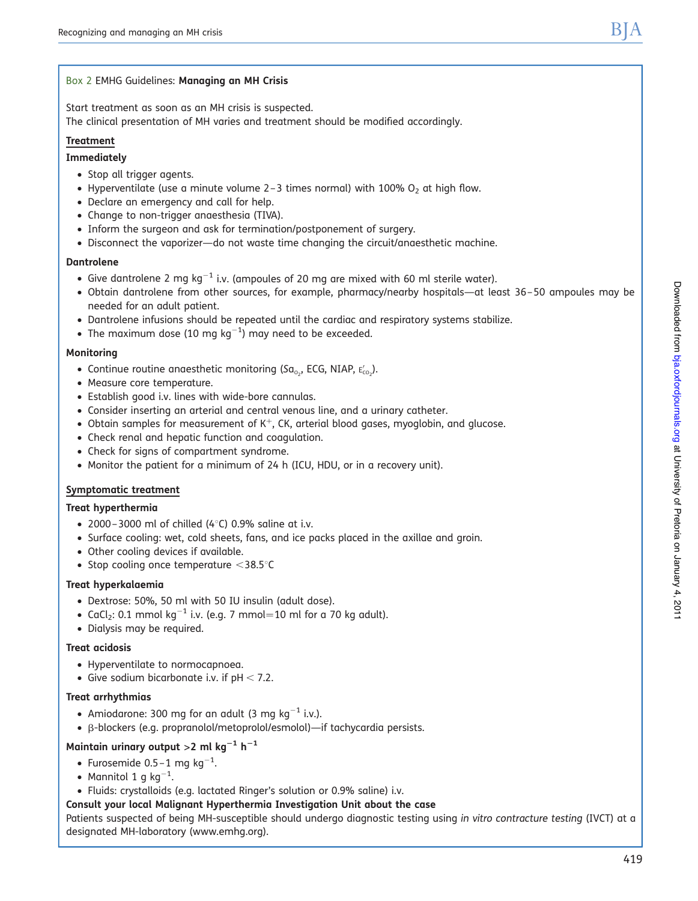## Box 2 EMHG Guidelines: **Managing an MH Crisis**

Start treatment as soon as an MH crisis is suspected.
The clinical presentation of MH varies and treatment should be modified accordingly.

### Treatment

**Immediately**

- Stop all trigger agents.
- Hyperventilate (use a minute volume 2–3 times normal) with 100% $O_2$ at high flow.
- Declare an emergency and call for help.
- Change to non-trigger anaesthesia (TIVA).
- Inform the surgeon and ask for termination/postponement of surgery.
- Disconnect the vaporizer—do not waste time changing the circuit/anaesthetic machine.

**Dantrolene**

- Give dantrolene 2 mg $kg^{-1}$ i.v. (ampoules of 20 mg are mixed with 60 ml sterile water).
- Obtain dantrolene from other sources, for example, pharmacy/nearby hospitals—at least 36–50 ampoules may be needed for an adult patient.
- Dantrolene infusions should be repeated until the cardiac and respiratory systems stabilize.
- The maximum dose (10 mg $kg^{-1}$) may need to be exceeded.

**Monitoring**

- Continue routine anaesthetic monitoring ($Sa_{O_2}$, ECG, NIAP, $E'_{CO_2}$).
- Measure core temperature.
- Establish good i.v. lines with wide-bore cannulas.
- Consider inserting an arterial and central venous line, and a urinary catheter.
- Obtain samples for measurement of $K^+$, CK, arterial blood gases, myoglobin, and glucose.
- Check renal and hepatic function and coagulation.
- Check for signs of compartment syndrome.
- Monitor the patient for a minimum of 24 h (ICU, HDU, or in a recovery unit).

### Symptomatic treatment

**Treat hyperthermia**

- 2000–3000 ml of chilled (4°C) 0.9% saline at i.v.
- Surface cooling: wet, cold sheets, fans, and ice packs placed in the axillae and groin.
- Other cooling devices if available.
- Stop cooling once temperature <38.5°C

**Treat hyperkalaemia**

- Dextrose: 50%, 50 ml with 50 IU insulin (adult dose).
- $CaCl_2$: 0.1 mmol $kg^{-1}$ i.v. (e.g. 7 mmol=10 ml for a 70 kg adult).
- Dialysis may be required.

**Treat acidosis**

- Hyperventilate to normocapnoea.
- Give sodium bicarbonate i.v. if pH < 7.2.

**Treat arrhythmias**

- Amiodarone: 300 mg for an adult (3 mg $kg^{-1}$ i.v.).
- β-blockers (e.g. propranolol/metoprolol/esmolol)—if tachycardia persists.

**Maintain urinary output >2 ml $kg^{-1}$ $h^{-1}$**

- Furosemide 0.5–1 mg $kg^{-1}$.
- Mannitol 1 g $kg^{-1}$.
- Fluids: crystalloids (e.g. lactated Ringer's solution or 0.9% saline) i.v.

**Consult your local Malignant Hyperthermia Investigation Unit about the case**

Patients suspected of being MH-susceptible should undergo diagnostic testing using *in vitro contracture testing* (IVCT) at a designated MH-laboratory (www.emhg.org).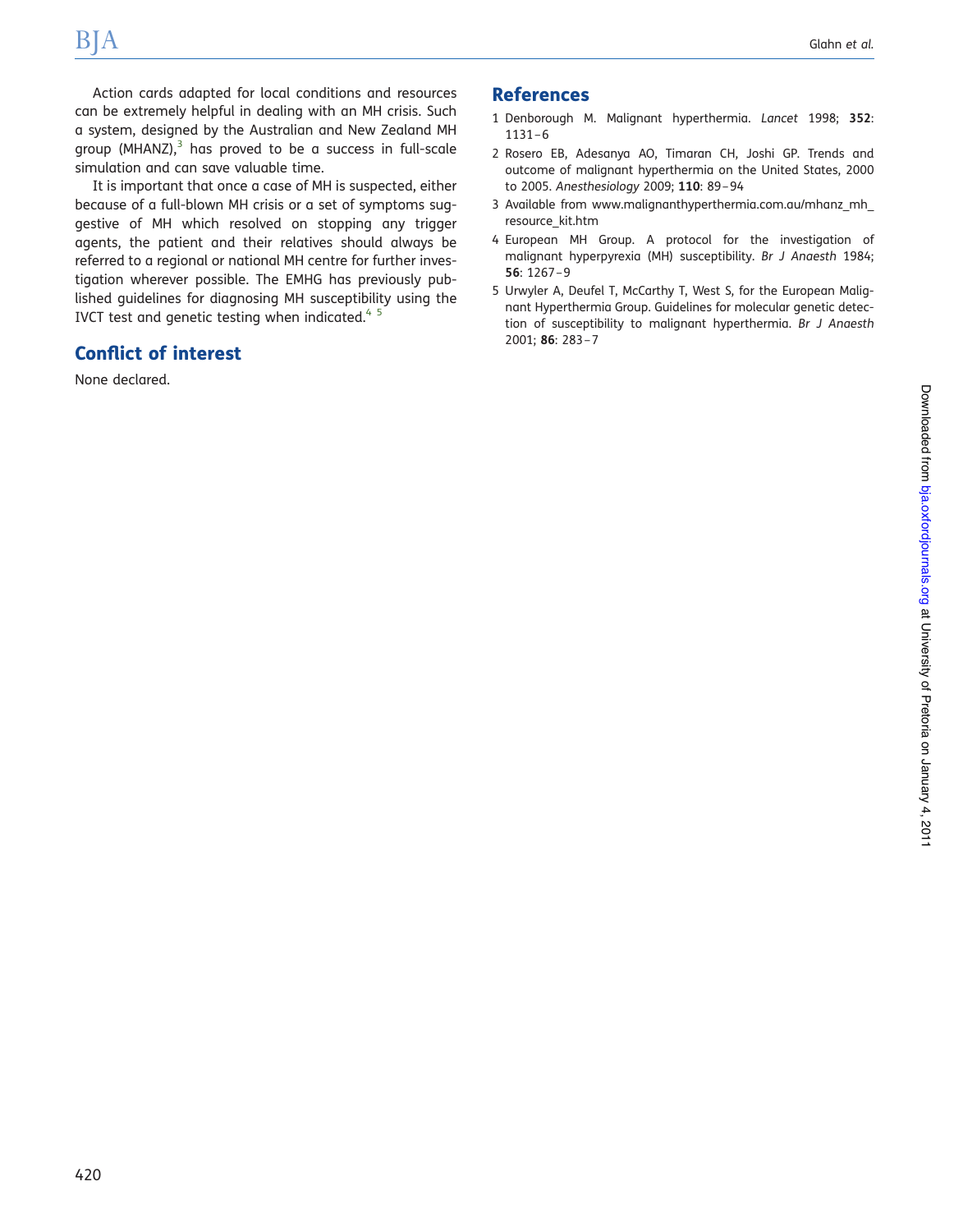Action cards adapted for local conditions and resources can be extremely helpful in dealing with an MH crisis. Such a system, designed by the Australian and New Zealand MH group (MHANZ),[3] has proved to be a success in full-scale simulation and can save valuable time.

It is important that once a case of MH is suspected, either because of a full-blown MH crisis or a set of symptoms suggestive of MH which resolved on stopping any trigger agents, the patient and their relatives should always be referred to a regional or national MH centre for further investigation wherever possible. The EMHG has previously published guidelines for diagnosing MH susceptibility using the IVCT test and genetic testing when indicated.[4 5]

## Conflict of interest

None declared.

## References

1 Denborough M. Malignant hyperthermia. *Lancet* 1998; **352**: 1131–6

2 Rosero EB, Adesanya AO, Timaran CH, Joshi GP. Trends and outcome of malignant hyperthermia on the United States, 2000 to 2005. *Anesthesiology* 2009; **110**: 89–94

3 Available from www.malignanthyperthermia.com.au/mhanz_mh_resource_kit.htm

4 European MH Group. A protocol for the investigation of malignant hyperpyrexia (MH) susceptibility. *Br J Anaesth* 1984; **56**: 1267–9

5 Urwyler A, Deufel T, McCarthy T, West S, for the European Malignant Hyperthermia Group. Guidelines for molecular genetic detection of susceptibility to malignant hyperthermia. *Br J Anaesth* 2001; **86**: 283–7